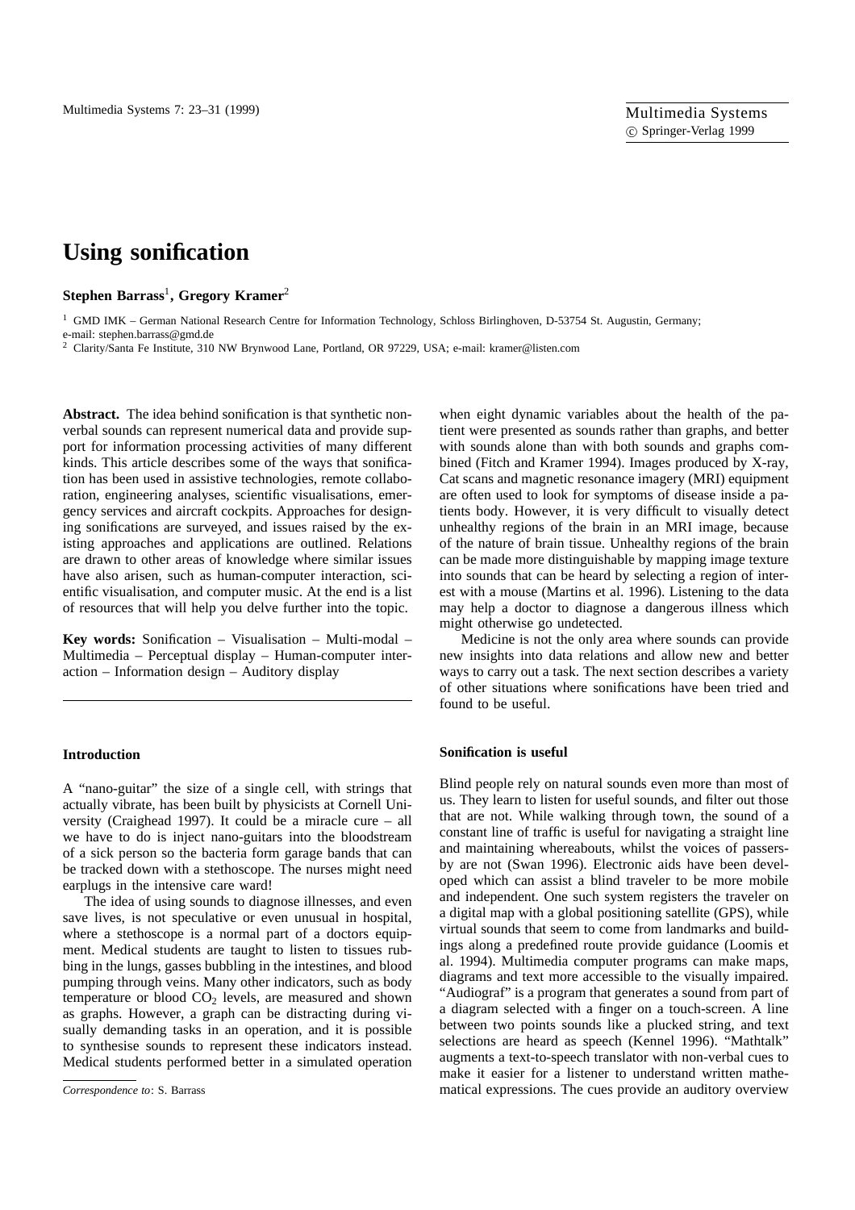# Using sonification

**Stephen Barrass**[1], **Gregory Kramer**[2]

[1] GMD IMK – German National Research Centre for Information Technology, Schloss Birlinghoven, D-53754 St. Augustin, Germany; e-mail: stephen.barrass@gmd.de

[2] Clarity/Santa Fe Institute, 310 NW Brynwood Lane, Portland, OR 97229, USA; e-mail: kramer@listen.com

**Abstract.** The idea behind sonification is that synthetic non-verbal sounds can represent numerical data and provide support for information processing activities of many different kinds. This article describes some of the ways that sonification has been used in assistive technologies, remote collaboration, engineering analyses, scientific visualisations, emergency services and aircraft cockpits. Approaches for designing sonifications are surveyed, and issues raised by the existing approaches and applications are outlined. Relations are drawn to other areas of knowledge where similar issues have also arisen, such as human-computer interaction, scientific visualisation, and computer music. At the end is a list of resources that will help you delve further into the topic.

**Key words:** Sonification – Visualisation – Multi-modal – Multimedia – Perceptual display – Human-computer interaction – Information design – Auditory display

### Introduction

A "nano-guitar" the size of a single cell, with strings that actually vibrate, has been built by physicists at Cornell University (Craighead 1997). It could be a miracle cure – all we have to do is inject nano-guitars into the bloodstream of a sick person so the bacteria form garage bands that can be tracked down with a stethoscope. The nurses might need earplugs in the intensive care ward!

The idea of using sounds to diagnose illnesses, and even save lives, is not speculative or even unusual in hospital, where a stethoscope is a normal part of a doctors equipment. Medical students are taught to listen to tissues rubbing in the lungs, gasses bubbling in the intestines, and blood pumping through veins. Many other indicators, such as body temperature or blood $CO_2$ levels, are measured and shown as graphs. However, a graph can be distracting during visually demanding tasks in an operation, and it is possible to synthesise sounds to represent these indicators instead. Medical students performed better in a simulated operation when eight dynamic variables about the health of the patient were presented as sounds rather than graphs, and better with sounds alone than with both sounds and graphs combined (Fitch and Kramer 1994). Images produced by X-ray, Cat scans and magnetic resonance imagery (MRI) equipment are often used to look for symptoms of disease inside a patients body. However, it is very difficult to visually detect unhealthy regions of the brain in an MRI image, because of the nature of brain tissue. Unhealthy regions of the brain can be made more distinguishable by mapping image texture into sounds that can be heard by selecting a region of interest with a mouse (Martins et al. 1996). Listening to the data may help a doctor to diagnose a dangerous illness which might otherwise go undetected.

Medicine is not the only area where sounds can provide new insights into data relations and allow new and better ways to carry out a task. The next section describes a variety of other situations where sonifications have been tried and found to be useful.

*Correspondence to*: S. Barrass

### Sonification is useful

Blind people rely on natural sounds even more than most of us. They learn to listen for useful sounds, and filter out those that are not. While walking through town, the sound of a constant line of traffic is useful for navigating a straight line and maintaining whereabouts, whilst the voices of passers-by are not (Swan 1996). Electronic aids have been developed which can assist a blind traveler to be more mobile and independent. One such system registers the traveler on a digital map with a global positioning satellite (GPS), while virtual sounds that seem to come from landmarks and buildings along a predefined route provide guidance (Loomis et al. 1994). Multimedia computer programs can make maps, diagrams and text more accessible to the visually impaired. "Audiograf" is a program that generates a sound from part of a diagram selected with a finger on a touch-screen. A line between two points sounds like a plucked string, and text selections are heard as speech (Kennel 1996). "Mathtalk" augments a text-to-speech translator with non-verbal cues to make it easier for a listener to understand written mathematical expressions. The cues provide an auditory overview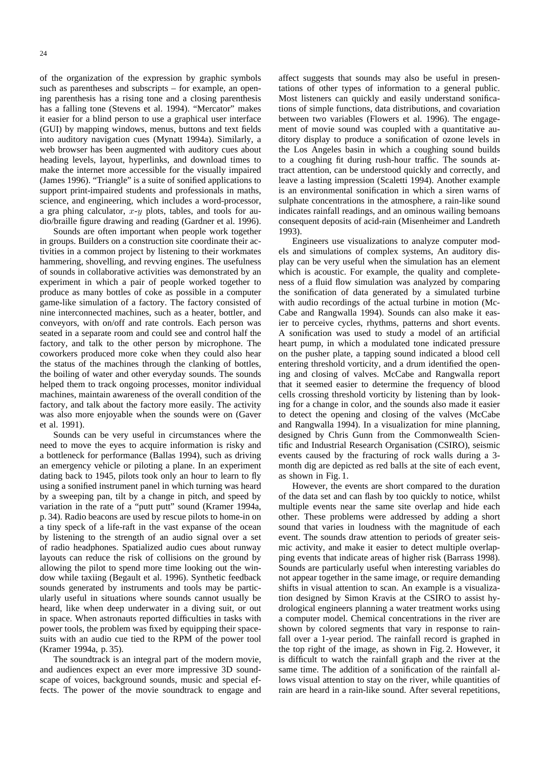of the organization of the expression by graphic symbols such as parentheses and subscripts – for example, an opening parenthesis has a rising tone and a closing parenthesis has a falling tone (Stevens et al. 1994). "Mercator" makes it easier for a blind person to use a graphical user interface (GUI) by mapping windows, menus, buttons and text fields into auditory navigation cues (Mynatt 1994a). Similarly, a web browser has been augmented with auditory cues about heading levels, layout, hyperlinks, and download times to make the internet more accessible for the visually impaired (James 1996). "Triangle" is a suite of sonified applications to support print-impaired students and professionals in maths, science, and engineering, which includes a word-processor, a gra phing calculator, $x$-$y$ plots, tables, and tools for audio/braille figure drawing and reading (Gardner et al. 1996).

Sounds are often important when people work together in groups. Builders on a construction site coordinate their activities in a common project by listening to their workmates hammering, shovelling, and revving engines. The usefulness of sounds in collaborative activities was demonstrated by an experiment in which a pair of people worked together to produce as many bottles of coke as possible in a computer game-like simulation of a factory. The factory consisted of nine interconnected machines, such as a heater, bottler, and conveyors, with on/off and rate controls. Each person was seated in a separate room and could see and control half the factory, and talk to the other person by microphone. The coworkers produced more coke when they could also hear the status of the machines through the clanking of bottles, the boiling of water and other everyday sounds. The sounds helped them to track ongoing processes, monitor individual machines, maintain awareness of the overall condition of the factory, and talk about the factory more easily. The activity was also more enjoyable when the sounds were on (Gaver et al. 1991).

Sounds can be very useful in circumstances where the need to move the eyes to acquire information is risky and a bottleneck for performance (Ballas 1994), such as driving an emergency vehicle or piloting a plane. In an experiment dating back to 1945, pilots took only an hour to learn to fly using a sonified instrument panel in which turning was heard by a sweeping pan, tilt by a change in pitch, and speed by variation in the rate of a "putt putt" sound (Kramer 1994a, p. 34). Radio beacons are used by rescue pilots to home-in on a tiny speck of a life-raft in the vast expanse of the ocean by listening to the strength of an audio signal over a set of radio headphones. Spatialized audio cues about runway layouts can reduce the risk of collisions on the ground by allowing the pilot to spend more time looking out the window while taxiing (Begault et al. 1996). Synthetic feedback sounds generated by instruments and tools may be particularly useful in situations where sounds cannot usually be heard, like when deep underwater in a diving suit, or out in space. When astronauts reported difficulties in tasks with power tools, the problem was fixed by equipping their spacesuits with an audio cue tied to the RPM of the power tool (Kramer 1994a, p. 35).

The soundtrack is an integral part of the modern movie, and audiences expect an ever more impressive 3D soundscape of voices, background sounds, music and special effects. The power of the movie soundtrack to engage and affect suggests that sounds may also be useful in presentations of other types of information to a general public. Most listeners can quickly and easily understand sonifications of simple functions, data distributions, and covariation between two variables (Flowers et al. 1996). The engagement of movie sound was coupled with a quantitative auditory display to produce a sonification of ozone levels in the Los Angeles basin in which a coughing sound builds to a coughing fit during rush-hour traffic. The sounds attract attention, can be understood quickly and correctly, and leave a lasting impression (Scaletti 1994). Another example is an environmental sonification in which a siren warns of sulphate concentrations in the atmosphere, a rain-like sound indicates rainfall readings, and an ominous wailing bemoans consequent deposits of acid-rain (Misenheimer and Landreth 1993).

Engineers use visualizations to analyze computer models and simulations of complex systems, An auditory display can be very useful when the simulation has an element which is acoustic. For example, the quality and completeness of a fluid flow simulation was analyzed by comparing the sonification of data generated by a simulated turbine with audio recordings of the actual turbine in motion (McCabe and Rangwalla 1994). Sounds can also make it easier to perceive cycles, rhythms, patterns and short events. A sonification was used to study a model of an artificial heart pump, in which a modulated tone indicated pressure on the pusher plate, a tapping sound indicated a blood cell entering threshold vorticity, and a drum identified the opening and closing of valves. McCabe and Rangwalla report that it seemed easier to determine the frequency of blood cells crossing threshold vorticity by listening than by looking for a change in color, and the sounds also made it easier to detect the opening and closing of the valves (McCabe and Rangwalla 1994). In a visualization for mine planning, designed by Chris Gunn from the Commonwealth Scientific and Industrial Research Organisation (CSIRO), seismic events caused by the fracturing of rock walls during a 3-month dig are depicted as red balls at the site of each event, as shown in Fig. 1.

However, the events are short compared to the duration of the data set and can flash by too quickly to notice, whilst multiple events near the same site overlap and hide each other. These problems were addressed by adding a short sound that varies in loudness with the magnitude of each event. The sounds draw attention to periods of greater seismic activity, and make it easier to detect multiple overlapping events that indicate areas of higher risk (Barrass 1998). Sounds are particularly useful when interesting variables do not appear together in the same image, or require demanding shifts in visual attention to scan. An example is a visualization designed by Simon Kravis at the CSIRO to assist hydrological engineers planning a water treatment works using a computer model. Chemical concentrations in the river are shown by colored segments that vary in response to rainfall over a 1-year period. The rainfall record is graphed in the top right of the image, as shown in Fig. 2. However, it is difficult to watch the rainfall graph and the river at the same time. The addition of a sonification of the rainfall allows visual attention to stay on the river, while quantities of rain are heard in a rain-like sound. After several repetitions,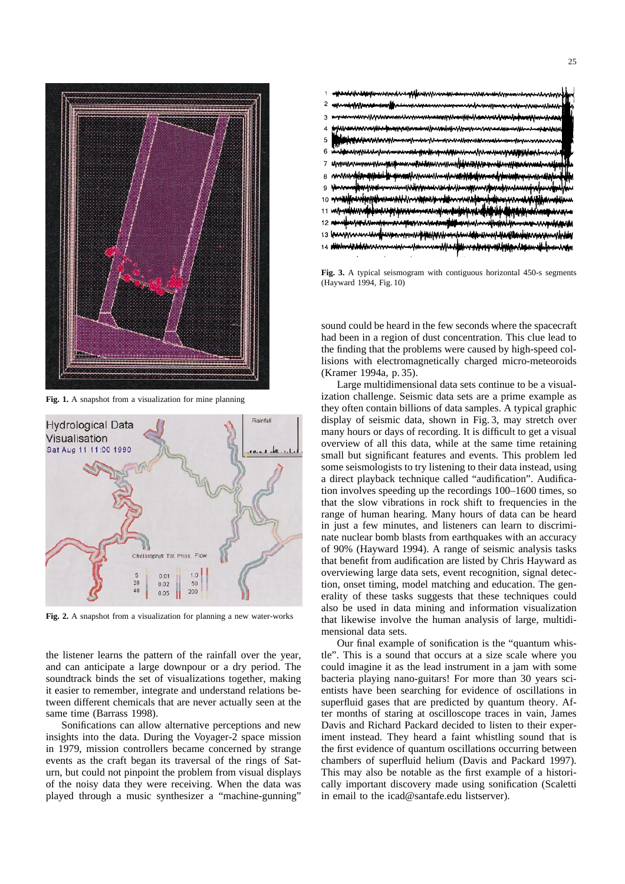Fig. 1. A snapshot from a visualization for mine planning

Fig. 2. A snapshot from a visualization for planning a new water-works

the listener learns the pattern of the rainfall over the year, and can anticipate a large downpour or a dry period. The soundtrack binds the set of visualizations together, making it easier to remember, integrate and understand relations between different chemicals that are never actually seen at the same time (Barrass 1998).

Sonifications can allow alternative perceptions and new insights into the data. During the Voyager-2 space mission in 1979, mission controllers became concerned by strange events as the craft began its traversal of the rings of Saturn, but could not pinpoint the problem from visual displays of the noisy data they were receiving. When the data was played through a music synthesizer a "machine-gunning" sound could be heard in the few seconds where the spacecraft had been in a region of dust concentration. This clue lead to the finding that the problems were caused by high-speed collisions with electromagnetically charged micro-meteoroids (Kramer 1994a, p. 35).

Large multidimensional data sets continue to be a visualization challenge. Seismic data sets are a prime example as they often contain billions of data samples. A typical graphic display of seismic data, shown in Fig. 3, may stretch over many hours or days of recording. It is difficult to get a visual overview of all this data, while at the same time retaining small but significant features and events. This problem led some seismologists to try listening to their data instead, using a direct playback technique called "audification". Audification involves speeding up the recordings 100–1600 times, so that the slow vibrations in rock shift to frequencies in the range of human hearing. Many hours of data can be heard in just a few minutes, and listeners can learn to discriminate nuclear bomb blasts from earthquakes with an accuracy of 90% (Hayward 1994). A range of seismic analysis tasks that benefit from audification are listed by Chris Hayward as overviewing large data sets, event recognition, signal detection, onset timing, model matching and education. The generality of these tasks suggests that these techniques could also be used in data mining and information visualization that likewise involve the human analysis of large, multidimensional data sets.

Our final example of sonification is the "quantum whistle". This is a sound that occurs at a size scale where you could imagine it as the lead instrument in a jam with some bacteria playing nano-guitars! For more than 30 years scientists have been searching for evidence of oscillations in superfluid gases that are predicted by quantum theory. After months of staring at oscilloscope traces in vain, James Davis and Richard Packard decided to listen to their experiment instead. They heard a faint whistling sound that is the first evidence of quantum oscillations occurring between chambers of superfluid helium (Davis and Packard 1997). This may also be notable as the first example of a historically important discovery made using sonification (Scaletti in email to the icad@santafe.edu listserver).

Fig. 3. A typical seismogram with contiguous horizontal 450-s segments (Hayward 1994, Fig. 10)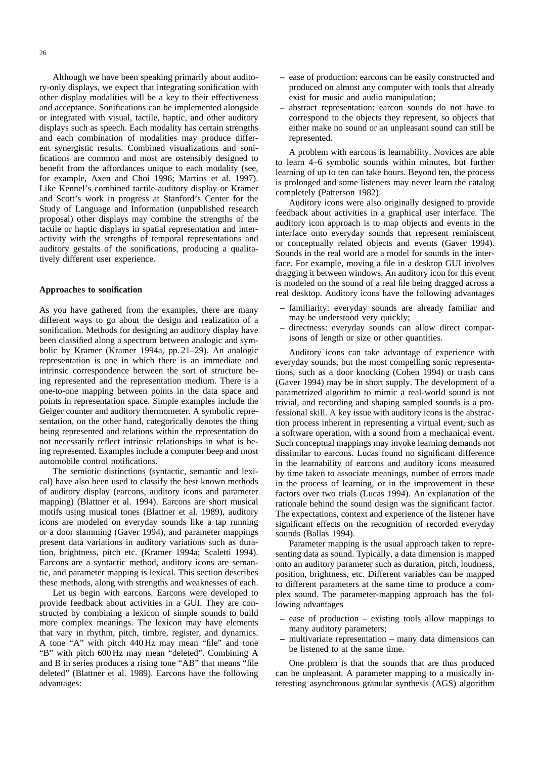Although we have been speaking primarily about auditory-only displays, we expect that integrating sonification with other display modalities will be a key to their effectiveness and acceptance. Sonifications can be implemented alongside or integrated with visual, tactile, haptic, and other auditory displays such as speech. Each modality has certain strengths and each combination of modalities may produce different synergistic results. Combined visualizations and sonifications are common and most are ostensibly designed to benefit from the affordances unique to each modality (see, for example, Axen and Choi 1996; Martins et al. 1997). Like Kennel's combined tactile-auditory display or Kramer and Scott's work in progress at Stanford's Center for the Study of Language and Information (unpublished research proposal) other displays may combine the strengths of the tactile or haptic displays in spatial representation and interactivity with the strengths of temporal representations and auditory gestalts of the sonifications, producing a qualitatively different user experience.

## Approaches to sonification

As you have gathered from the examples, there are many different ways to go about the design and realization of a sonification. Methods for designing an auditory display have been classified along a spectrum between analogic and symbolic by Kramer (Kramer 1994a, pp. 21–29). An analogic representation is one in which there is an immediate and intrinsic correspondence between the sort of structure being represented and the representation medium. There is a one-to-one mapping between points in the data space and points in representation space. Simple examples include the Geiger counter and auditory thermometer. A symbolic representation, on the other hand, categorically denotes the thing being represented and relations within the representation do not necessarily reflect intrinsic relationships in what is being represented. Examples include a computer beep and most automobile control notifications.

The semiotic distinctions (syntactic, semantic and lexical) have also been used to classify the best known methods of auditory display (earcons, auditory icons and parameter mapping) (Blattner et al. 1994). Earcons are short musical motifs using musical tones (Blattner et al. 1989), auditory icons are modeled on everyday sounds like a tap running or a door slamming (Gaver 1994), and parameter mappings present data variations in auditory variations such as duration, brightness, pitch etc. (Kramer 1994a; Scaletti 1994). Earcons are a syntactic method, auditory icons are semantic, and parameter mapping is lexical. This section describes these methods, along with strengths and weaknesses of each.

Let us begin with earcons. Earcons were developed to provide feedback about activities in a GUI. They are constructed by combining a lexicon of simple sounds to build more complex meanings. The lexicon may have elements that vary in rhythm, pitch, timbre, register, and dynamics. A tone "A" with pitch 440 Hz may mean "file" and tone "B" with pitch 600 Hz may mean "deleted". Combining A and B in series produces a rising tone "AB" that means "file deleted" (Blattner et al. 1989). Earcons have the following advantages:

– ease of production: earcons can be easily constructed and produced on almost any computer with tools that already exist for music and audio manipulation;
– abstract representation: earcon sounds do not have to correspond to the objects they represent, so objects that either make no sound or an unpleasant sound can still be represented.

A problem with earcons is learnability. Novices are able to learn 4–6 symbolic sounds within minutes, but further learning of up to ten can take hours. Beyond ten, the process is prolonged and some listeners may never learn the catalog completely (Patterson 1982).

Auditory icons were also originally designed to provide feedback about activities in a graphical user interface. The auditory icon approach is to map objects and events in the interface onto everyday sounds that represent reminiscent or conceptually related objects and events (Gaver 1994). Sounds in the real world are a model for sounds in the interface. For example, moving a file in a desktop GUI involves dragging it between windows. An auditory icon for this event is modeled on the sound of a real file being dragged across a real desktop. Auditory icons have the following advantages

– familiarity: everyday sounds are already familiar and may be understood very quickly;
– directness: everyday sounds can allow direct comparisons of length or size or other quantities.

Auditory icons can take advantage of experience with everyday sounds, but the most compelling sonic representations, such as a door knocking (Cohen 1994) or trash cans (Gaver 1994) may be in short supply. The development of a parametrized algorithm to mimic a real-world sound is not trivial, and recording and shaping sampled sounds is a professional skill. A key issue with auditory icons is the abstraction process inherent in representing a virtual event, such as a software operation, with a sound from a mechanical event. Such conceptual mappings may invoke learning demands not dissimilar to earcons. Lucas found no significant difference in the learnability of earcons and auditory icons measured by time taken to associate meanings, number of errors made in the process of learning, or in the improvement in these factors over two trials (Lucas 1994). An explanation of the rationale behind the sound design was the significant factor. The expectations, context and experience of the listener have significant effects on the recognition of recorded everyday sounds (Ballas 1994).

Parameter mapping is the usual approach taken to representing data as sound. Typically, a data dimension is mapped onto an auditory parameter such as duration, pitch, loudness, position, brightness, etc. Different variables can be mapped to different parameters at the same time to produce a complex sound. The parameter-mapping approach has the following advantages

– ease of production – existing tools allow mappings to many auditory parameters;
– multivariate representation – many data dimensions can be listened to at the same time.

One problem is that the sounds that are thus produced can be unpleasant. A parameter mapping to a musically interesting asynchronous granular synthesis (AGS) algorithm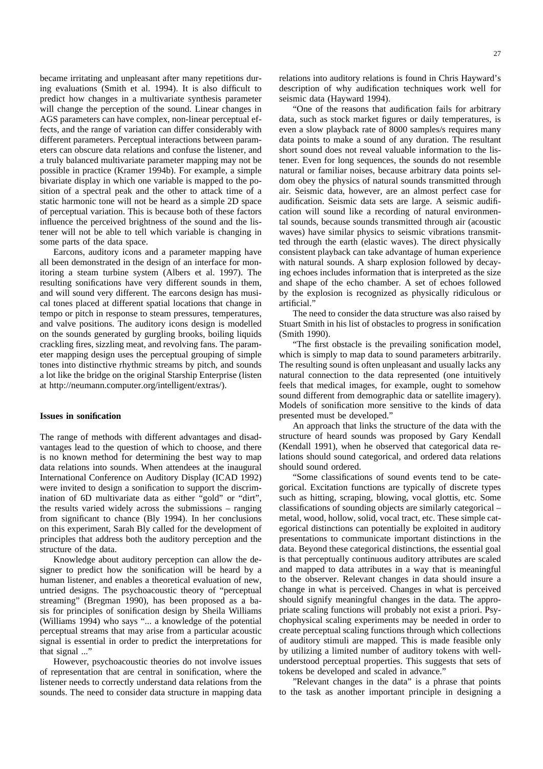became irritating and unpleasant after many repetitions during evaluations (Smith et al. 1994). It is also difficult to predict how changes in a multivariate synthesis parameter will change the perception of the sound. Linear changes in AGS parameters can have complex, non-linear perceptual effects, and the range of variation can differ considerably with different parameters. Perceptual interactions between parameters can obscure data relations and confuse the listener, and a truly balanced multivariate parameter mapping may not be possible in practice (Kramer 1994b). For example, a simple bivariate display in which one variable is mapped to the position of a spectral peak and the other to attack time of a static harmonic tone will not be heard as a simple 2D space of perceptual variation. This is because both of these factors influence the perceived brightness of the sound and the listener will not be able to tell which variable is changing in some parts of the data space.

Earcons, auditory icons and a parameter mapping have all been demonstrated in the design of an interface for monitoring a steam turbine system (Albers et al. 1997). The resulting sonifications have very different sounds in them, and will sound very different. The earcons design has musical tones placed at different spatial locations that change in tempo or pitch in response to steam pressures, temperatures, and valve positions. The auditory icons design is modelled on the sounds generated by gurgling brooks, boiling liquids crackling fires, sizzling meat, and revolving fans. The parameter mapping design uses the perceptual grouping of simple tones into distinctive rhythmic streams by pitch, and sounds a lot like the bridge on the original Starship Enterprise (listen at http://neumann.computer.org/intelligent/extras/).

## Issues in sonification

The range of methods with different advantages and disadvantages lead to the question of which to choose, and there is no known method for determining the best way to map data relations into sounds. When attendees at the inaugural International Conference on Auditory Display (ICAD 1992) were invited to design a sonification to support the discrimination of 6D multivariate data as either "gold" or "dirt", the results varied widely across the submissions – ranging from significant to chance (Bly 1994). In her conclusions on this experiment, Sarah Bly called for the development of principles that address both the auditory perception and the structure of the data.

Knowledge about auditory perception can allow the designer to predict how the sonification will be heard by a human listener, and enables a theoretical evaluation of new, untried designs. The psychoacoustic theory of "perceptual streaming" (Bregman 1990), has been proposed as a basis for principles of sonification design by Sheila Williams (Williams 1994) who says "... a knowledge of the potential perceptual streams that may arise from a particular acoustic signal is essential in order to predict the interpretations for that signal ..."

However, psychoacoustic theories do not involve issues of representation that are central in sonification, where the listener needs to correctly understand data relations from the sounds. The need to consider data structure in mapping data relations into auditory relations is found in Chris Hayward's description of why audification techniques work well for seismic data (Hayward 1994).

"One of the reasons that audification fails for arbitrary data, such as stock market figures or daily temperatures, is even a slow playback rate of 8000 samples/s requires many data points to make a sound of any duration. The resultant short sound does not reveal valuable information to the listener. Even for long sequences, the sounds do not resemble natural or familiar noises, because arbitrary data points seldom obey the physics of natural sounds transmitted through air. Seismic data, however, are an almost perfect case for audification. Seismic data sets are large. A seismic audification will sound like a recording of natural environmental sounds, because sounds transmitted through air (acoustic waves) have similar physics to seismic vibrations transmitted through the earth (elastic waves). The direct physically consistent playback can take advantage of human experience with natural sounds. A sharp explosion followed by decaying echoes includes information that is interpreted as the size and shape of the echo chamber. A set of echoes followed by the explosion is recognized as physically ridiculous or artificial."

The need to consider the data structure was also raised by Stuart Smith in his list of obstacles to progress in sonification (Smith 1990).

"The first obstacle is the prevailing sonification model, which is simply to map data to sound parameters arbitrarily. The resulting sound is often unpleasant and usually lacks any natural connection to the data represented (one intuitively feels that medical images, for example, ought to somehow sound different from demographic data or satellite imagery). Models of sonification more sensitive to the kinds of data presented must be developed."

An approach that links the structure of the data with the structure of heard sounds was proposed by Gary Kendall (Kendall 1991), when he observed that categorical data relations should sound categorical, and ordered data relations should sound ordered.

"Some classifications of sound events tend to be categorical. Excitation functions are typically of discrete types such as hitting, scraping, blowing, vocal glottis, etc. Some classifications of sounding objects are similarly categorical – metal, wood, hollow, solid, vocal tract, etc. These simple categorical distinctions can potentially be exploited in auditory presentations to communicate important distinctions in the data. Beyond these categorical distinctions, the essential goal is that perceptually continuous auditory attributes are scaled and mapped to data attributes in a way that is meaningful to the observer. Relevant changes in data should insure a change in what is perceived. Changes in what is perceived should signify meaningful changes in the data. The appropriate scaling functions will probably not exist a priori. Psychophysical scaling experiments may be needed in order to create perceptual scaling functions through which collections of auditory stimuli are mapped. This is made feasible only by utilizing a limited number of auditory tokens with well-understood perceptual properties. This suggests that sets of tokens be developed and scaled in advance."

"Relevant changes in the data" is a phrase that points to the task as another important principle in designing a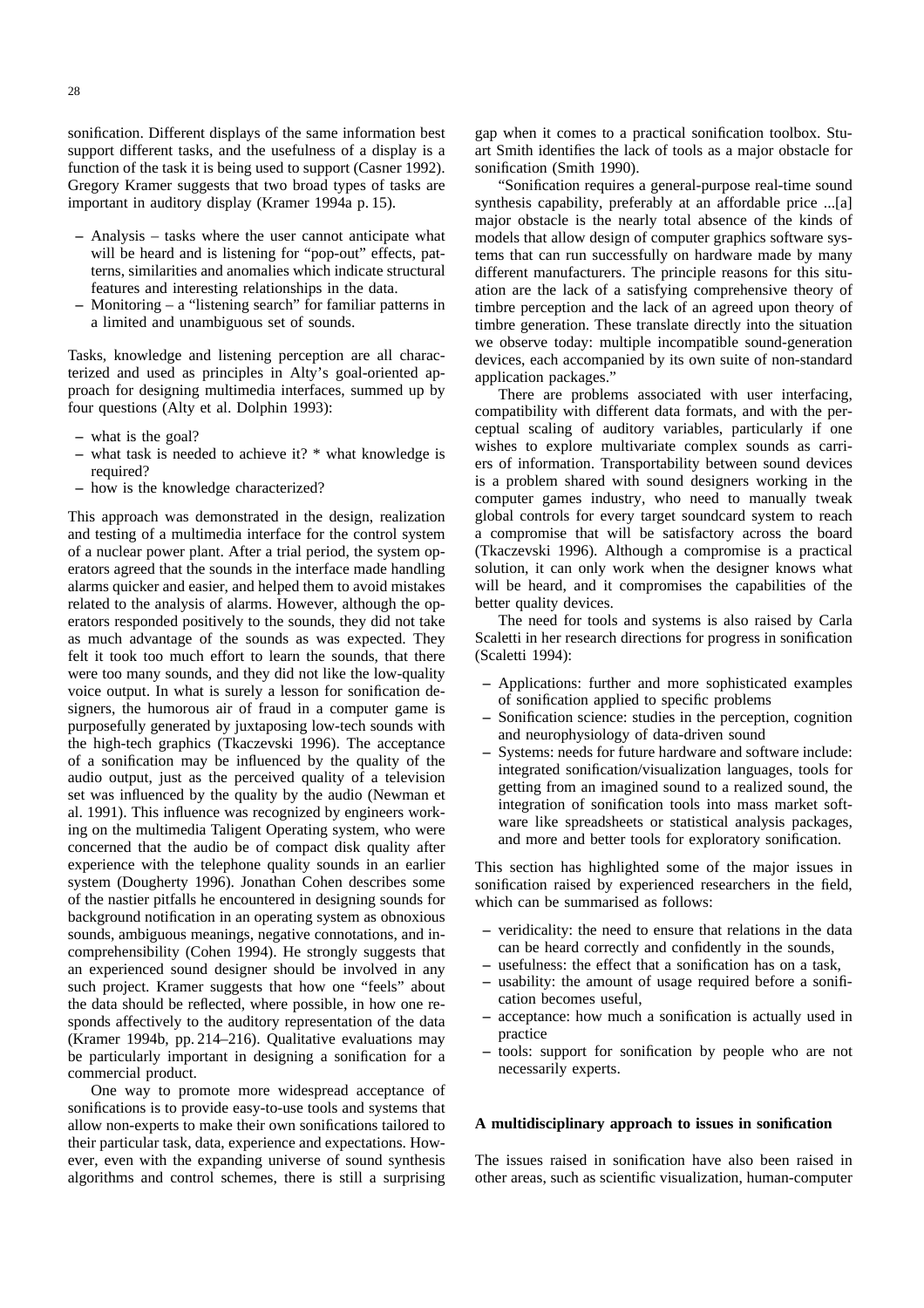sonification. Different displays of the same information best support different tasks, and the usefulness of a display is a function of the task it is being used to support (Casner 1992). Gregory Kramer suggests that two broad types of tasks are important in auditory display (Kramer 1994a p. 15).

- Analysis – tasks where the user cannot anticipate what will be heard and is listening for "pop-out" effects, patterns, similarities and anomalies which indicate structural features and interesting relationships in the data.
- Monitoring – a "listening search" for familiar patterns in a limited and unambiguous set of sounds.

Tasks, knowledge and listening perception are all characterized and used as principles in Alty's goal-oriented approach for designing multimedia interfaces, summed up by four questions (Alty et al. Dolphin 1993):

- what is the goal?
- what task is needed to achieve it? * what knowledge is required?
- how is the knowledge characterized?

This approach was demonstrated in the design, realization and testing of a multimedia interface for the control system of a nuclear power plant. After a trial period, the system operators agreed that the sounds in the interface made handling alarms quicker and easier, and helped them to avoid mistakes related to the analysis of alarms. However, although the operators responded positively to the sounds, they did not take as much advantage of the sounds as was expected. They felt it took too much effort to learn the sounds, that there were too many sounds, and they did not like the low-quality voice output. In what is surely a lesson for sonification designers, the humorous air of fraud in a computer game is purposefully generated by juxtaposing low-tech sounds with the high-tech graphics (Tkaczevski 1996). The acceptance of a sonification may be influenced by the quality of the audio output, just as the perceived quality of a television set was influenced by the quality by the audio (Newman et al. 1991). This influence was recognized by engineers working on the multimedia Taligent Operating system, who were concerned that the audio be of compact disk quality after experience with the telephone quality sounds in an earlier system (Dougherty 1996). Jonathan Cohen describes some of the nastier pitfalls he encountered in designing sounds for background notification in an operating system as obnoxious sounds, ambiguous meanings, negative connotations, and incomprehensibility (Cohen 1994). He strongly suggests that an experienced sound designer should be involved in any such project. Kramer suggests that how one "feels" about the data should be reflected, where possible, in how one responds affectively to the auditory representation of the data (Kramer 1994b, pp. 214–216). Qualitative evaluations may be particularly important in designing a sonification for a commercial product.

One way to promote more widespread acceptance of sonifications is to provide easy-to-use tools and systems that allow non-experts to make their own sonifications tailored to their particular task, data, experience and expectations. However, even with the expanding universe of sound synthesis algorithms and control schemes, there is still a surprising gap when it comes to a practical sonification toolbox. Stuart Smith identifies the lack of tools as a major obstacle for sonification (Smith 1990).

"Sonification requires a general-purpose real-time sound synthesis capability, preferably at an affordable price ...[a] major obstacle is the nearly total absence of the kinds of models that allow design of computer graphics software systems that can run successfully on hardware made by many different manufacturers. The principle reasons for this situation are the lack of a satisfying comprehensive theory of timbre perception and the lack of an agreed upon theory of timbre generation. These translate directly into the situation we observe today: multiple incompatible sound-generation devices, each accompanied by its own suite of non-standard application packages."

There are problems associated with user interfacing, compatibility with different data formats, and with the perceptual scaling of auditory variables, particularly if one wishes to explore multivariate complex sounds as carriers of information. Transportability between sound devices is a problem shared with sound designers working in the computer games industry, who need to manually tweak global controls for every target soundcard system to reach a compromise that will be satisfactory across the board (Tkaczevski 1996). Although a compromise is a practical solution, it can only work when the designer knows what will be heard, and it compromises the capabilities of the better quality devices.

The need for tools and systems is also raised by Carla Scaletti in her research directions for progress in sonification (Scaletti 1994):

- Applications: further and more sophisticated examples of sonification applied to specific problems
- Sonification science: studies in the perception, cognition and neurophysiology of data-driven sound
- Systems: needs for future hardware and software include: integrated sonification/visualization languages, tools for getting from an imagined sound to a realized sound, the integration of sonification tools into mass market software like spreadsheets or statistical analysis packages, and more and better tools for exploratory sonification.

This section has highlighted some of the major issues in sonification raised by experienced researchers in the field, which can be summarised as follows:

- veridicality: the need to ensure that relations in the data can be heard correctly and confidently in the sounds,
- usefulness: the effect that a sonification has on a task,
- usability: the amount of usage required before a sonification becomes useful,
- acceptance: how much a sonification is actually used in practice
- tools: support for sonification by people who are not necessarily experts.

## A multidisciplinary approach to issues in sonification

The issues raised in sonification have also been raised in other areas, such as scientific visualization, human-computer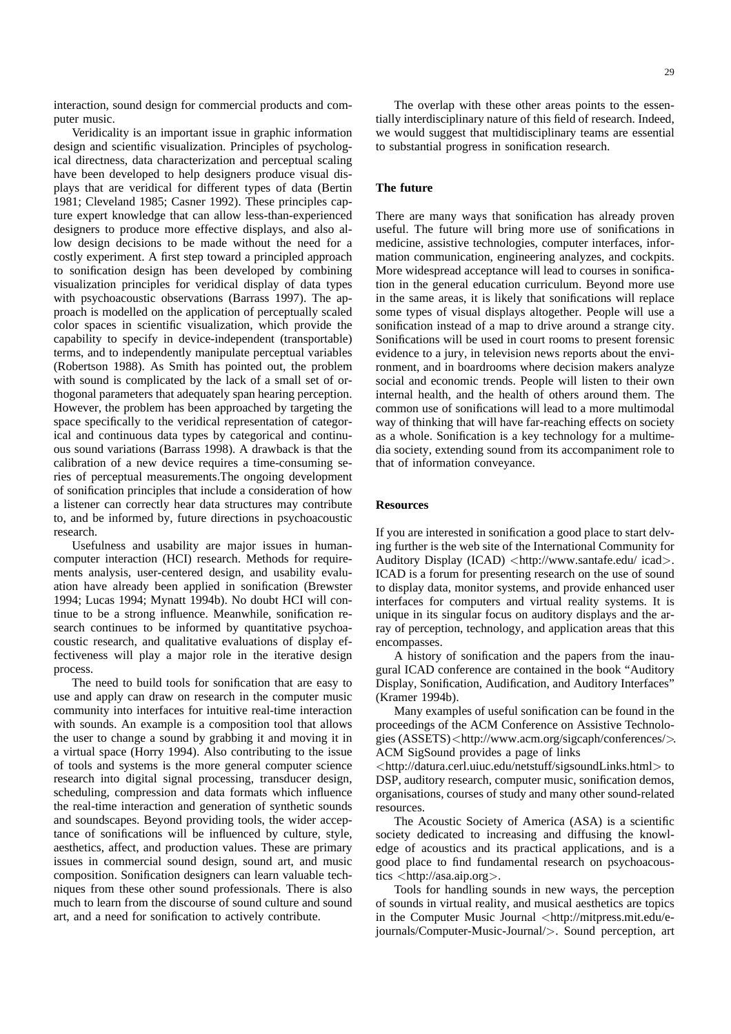interaction, sound design for commercial products and computer music.

Veridicality is an important issue in graphic information design and scientific visualization. Principles of psychological directness, data characterization and perceptual scaling have been developed to help designers produce visual displays that are veridical for different types of data (Bertin 1981; Cleveland 1985; Casner 1992). These principles capture expert knowledge that can allow less-than-experienced designers to produce more effective displays, and also allow design decisions to be made without the need for a costly experiment. A first step toward a principled approach to sonification design has been developed by combining visualization principles for veridical display of data types with psychoacoustic observations (Barrass 1997). The approach is modelled on the application of perceptually scaled color spaces in scientific visualization, which provide the capability to specify in device-independent (transportable) terms, and to independently manipulate perceptual variables (Robertson 1988). As Smith has pointed out, the problem with sound is complicated by the lack of a small set of orthogonal parameters that adequately span hearing perception. However, the problem has been approached by targeting the space specifically to the veridical representation of categorical and continuous data types by categorical and continuous sound variations (Barrass 1998). A drawback is that the calibration of a new device requires a time-consuming series of perceptual measurements.The ongoing development of sonification principles that include a consideration of how a listener can correctly hear data structures may contribute to, and be informed by, future directions in psychoacoustic research.

Usefulness and usability are major issues in human-computer interaction (HCI) research. Methods for requirements analysis, user-centered design, and usability evaluation have already been applied in sonification (Brewster 1994; Lucas 1994; Mynatt 1994b). No doubt HCI will continue to be a strong influence. Meanwhile, sonification research continues to be informed by quantitative psychoacoustic research, and qualitative evaluations of display effectiveness will play a major role in the iterative design process.

The need to build tools for sonification that are easy to use and apply can draw on research in the computer music community into interfaces for intuitive real-time interaction with sounds. An example is a composition tool that allows the user to change a sound by grabbing it and moving it in a virtual space (Horry 1994). Also contributing to the issue of tools and systems is the more general computer science research into digital signal processing, transducer design, scheduling, compression and data formats which influence the real-time interaction and generation of synthetic sounds and soundscapes. Beyond providing tools, the wider acceptance of sonifications will be influenced by culture, style, aesthetics, affect, and production values. These are primary issues in commercial sound design, sound art, and music composition. Sonification designers can learn valuable techniques from these other sound professionals. There is also much to learn from the discourse of sound culture and sound art, and a need for sonification to actively contribute.

The overlap with these other areas points to the essentially interdisciplinary nature of this field of research. Indeed, we would suggest that multidisciplinary teams are essential to substantial progress in sonification research.

## The future

There are many ways that sonification has already proven useful. The future will bring more use of sonifications in medicine, assistive technologies, computer interfaces, information communication, engineering analyzes, and cockpits. More widespread acceptance will lead to courses in sonification in the general education curriculum. Beyond more use in the same areas, it is likely that sonifications will replace some types of visual displays altogether. People will use a sonification instead of a map to drive around a strange city. Sonifications will be used in court rooms to present forensic evidence to a jury, in television news reports about the environment, and in boardrooms where decision makers analyze social and economic trends. People will listen to their own internal health, and the health of others around them. The common use of sonifications will lead to a more multimodal way of thinking that will have far-reaching effects on society as a whole. Sonification is a key technology for a multimedia society, extending sound from its accompaniment role to that of information conveyance.

## Resources

If you are interested in sonification a good place to start delving further is the web site of the International Community for Auditory Display (ICAD) <http://www.santafe.edu/ icad>. ICAD is a forum for presenting research on the use of sound to display data, monitor systems, and provide enhanced user interfaces for computers and virtual reality systems. It is unique in its singular focus on auditory displays and the array of perception, technology, and application areas that this encompasses.

A history of sonification and the papers from the inaugural ICAD conference are contained in the book "Auditory Display, Sonification, Audification, and Auditory Interfaces" (Kramer 1994b).

Many examples of useful sonification can be found in the proceedings of the ACM Conference on Assistive Technologies (ASSETS)<http://www.acm.org/sigcaph/conferences/>. ACM SigSound provides a page of links <http://datura.cerl.uiuc.edu/netstuff/sigsoundLinks.html> to DSP, auditory research, computer music, sonification demos, organisations, courses of study and many other sound-related resources.

The Acoustic Society of America (ASA) is a scientific society dedicated to increasing and diffusing the knowledge of acoustics and its practical applications, and is a good place to find fundamental research on psychoacoustics <http://asa.aip.org>.

Tools for handling sounds in new ways, the perception of sounds in virtual reality, and musical aesthetics are topics in the Computer Music Journal <http://mitpress.mit.edu/e-journals/Computer-Music-Journal/>. Sound perception, art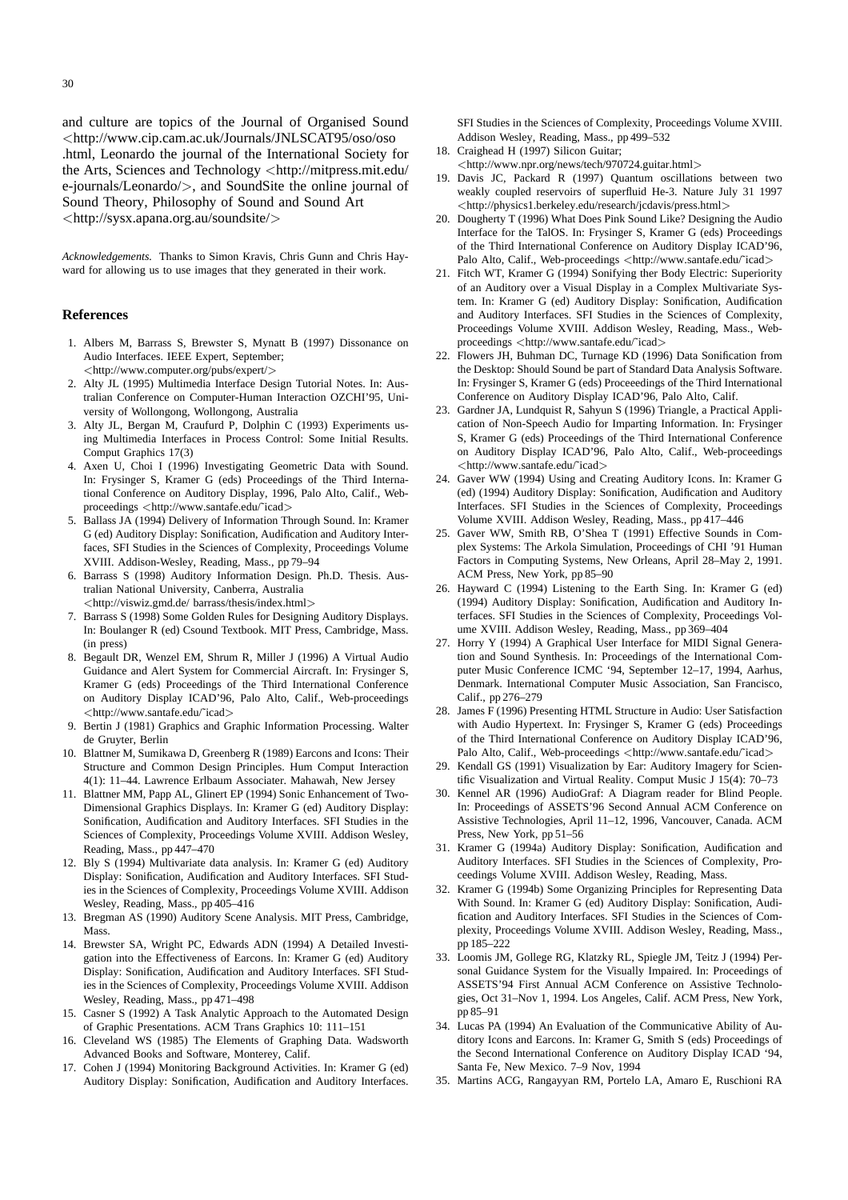and culture are topics of the Journal of Organised Sound <http://www.cip.cam.ac.uk/Journals/JNLSCAT95/oso/oso .html, Leonardo the journal of the International Society for the Arts, Sciences and Technology <http://mitpress.mit.edu/ e-journals/Leonardo/>, and SoundSite the online journal of Sound Theory, Philosophy of Sound and Sound Art <http://sysx.apana.org.au/soundsite/>

*Acknowledgements.* Thanks to Simon Kravis, Chris Gunn and Chris Hayward for allowing us to use images that they generated in their work.

## References

1. Albers M, Barrass S, Brewster S, Mynatt B (1997) Dissonance on Audio Interfaces. IEEE Expert, September; <http://www.computer.org/pubs/expert/>
2. Alty JL (1995) Multimedia Interface Design Tutorial Notes. In: Australian Conference on Computer-Human Interaction OZCHI'95, University of Wollongong, Wollongong, Australia
3. Alty JL, Bergan M, Craufurd P, Dolphin C (1993) Experiments using Multimedia Interfaces in Process Control: Some Initial Results. Comput Graphics 17(3)
4. Axen U, Choi I (1996) Investigating Geometric Data with Sound. In: Frysinger S, Kramer G (eds) Proceedings of the Third International Conference on Auditory Display, 1996, Palo Alto, Calif., Web-proceedings <http://www.santafe.edu/˜icad>
5. Ballass JA (1994) Delivery of Information Through Sound. In: Kramer G (ed) Auditory Display: Sonification, Audification and Auditory Interfaces, SFI Studies in the Sciences of Complexity, Proceedings Volume XVIII. Addison-Wesley, Reading, Mass., pp 79–94
6. Barrass S (1998) Auditory Information Design. Ph.D. Thesis. Australian National University, Canberra, Australia <http://viswiz.gmd.de/ barrass/thesis/index.html>
7. Barrass S (1998) Some Golden Rules for Designing Auditory Displays. In: Boulanger R (ed) Csound Textbook. MIT Press, Cambridge, Mass. (in press)
8. Begault DR, Wenzel EM, Shrum R, Miller J (1996) A Virtual Audio Guidance and Alert System for Commercial Aircraft. In: Frysinger S, Kramer G (eds) Proceedings of the Third International Conference on Auditory Display ICAD'96, Palo Alto, Calif., Web-proceedings <http://www.santafe.edu/˜icad>
9. Bertin J (1981) Graphics and Graphic Information Processing. Walter de Gruyter, Berlin
10. Blattner M, Sumikawa D, Greenberg R (1989) Earcons and Icons: Their Structure and Common Design Principles. Hum Comput Interaction 4(1): 11–44. Lawrence Erlbaum Associater. Mahawah, New Jersey
11. Blattner MM, Papp AL, Glinert EP (1994) Sonic Enhancement of Two-Dimensional Graphics Displays. In: Kramer G (ed) Auditory Display: Sonification, Audification and Auditory Interfaces. SFI Studies in the Sciences of Complexity, Proceedings Volume XVIII. Addison Wesley, Reading, Mass., pp 447–470
12. Bly S (1994) Multivariate data analysis. In: Kramer G (ed) Auditory Display: Sonification, Audification and Auditory Interfaces. SFI Studies in the Sciences of Complexity, Proceedings Volume XVIII. Addison Wesley, Reading, Mass., pp 405–416
13. Bregman AS (1990) Auditory Scene Analysis. MIT Press, Cambridge, Mass.
14. Brewster SA, Wright PC, Edwards ADN (1994) A Detailed Investigation into the Effectiveness of Earcons. In: Kramer G (ed) Auditory Display: Sonification, Audification and Auditory Interfaces. SFI Studies in the Sciences of Complexity, Proceedings Volume XVIII. Addison Wesley, Reading, Mass., pp 471–498
15. Casner S (1992) A Task Analytic Approach to the Automated Design of Graphic Presentations. ACM Trans Graphics 10: 111–151
16. Cleveland WS (1985) The Elements of Graphing Data. Wadsworth Advanced Books and Software, Monterey, Calif.
17. Cohen J (1994) Monitoring Background Activities. In: Kramer G (ed) Auditory Display: Sonification, Audification and Auditory Interfaces. SFI Studies in the Sciences of Complexity, Proceedings Volume XVIII. Addison Wesley, Reading, Mass., pp 499–532
18. Craighead H (1997) Silicon Guitar; <http://www.npr.org/news/tech/970724.guitar.html>
19. Davis JC, Packard R (1997) Quantum oscillations between two weakly coupled reservoirs of superfluid He-3. Nature July 31 1997 <http://physics1.berkeley.edu/research/jcdavis/press.html>
20. Dougherty T (1996) What Does Pink Sound Like? Designing the Audio Interface for the TalOS. In: Frysinger S, Kramer G (eds) Proceedings of the Third International Conference on Auditory Display ICAD'96, Palo Alto, Calif., Web-proceedings <http://www.santafe.edu/˜icad>
21. Fitch WT, Kramer G (1994) Sonifying ther Body Electric: Superiority of an Auditory over a Visual Display in a Complex Multivariate System. In: Kramer G (ed) Auditory Display: Sonification, Audification and Auditory Interfaces. SFI Studies in the Sciences of Complexity, Proceedings Volume XVIII. Addison Wesley, Reading, Mass., Web-proceedings <http://www.santafe.edu/˜icad>
22. Flowers JH, Buhman DC, Turnage KD (1996) Data Sonification from the Desktop: Should Sound be part of Standard Data Analysis Software. In: Frysinger S, Kramer G (eds) Proceeedings of the Third International Conference on Auditory Display ICAD'96, Palo Alto, Calif.
23. Gardner JA, Lundquist R, Sahyun S (1996) Triangle, a Practical Application of Non-Speech Audio for Imparting Information. In: Frysinger S, Kramer G (eds) Proceedings of the Third International Conference on Auditory Display ICAD'96, Palo Alto, Calif., Web-proceedings <http://www.santafe.edu/˜icad>
24. Gaver WW (1994) Using and Creating Auditory Icons. In: Kramer G (ed) (1994) Auditory Display: Sonification, Audification and Auditory Interfaces. SFI Studies in the Sciences of Complexity, Proceedings Volume XVIII. Addison Wesley, Reading, Mass., pp 417–446
25. Gaver WW, Smith RB, O'Shea T (1991) Effective Sounds in Complex Systems: The Arkola Simulation, Proceedings of CHI '91 Human Factors in Computing Systems, New Orleans, April 28–May 2, 1991. ACM Press, New York, pp 85–90
26. Hayward C (1994) Listening to the Earth Sing. In: Kramer G (ed) (1994) Auditory Display: Sonification, Audification and Auditory Interfaces. SFI Studies in the Sciences of Complexity, Proceedings Volume XVIII. Addison Wesley, Reading, Mass., pp 369–404
27. Horry Y (1994) A Graphical User Interface for MIDI Signal Generation and Sound Synthesis. In: Proceedings of the International Computer Music Conference ICMC '94, September 12–17, 1994, Aarhus, Denmark. International Computer Music Association, San Francisco, Calif., pp 276–279
28. James F (1996) Presenting HTML Structure in Audio: User Satisfaction with Audio Hypertext. In: Frysinger S, Kramer G (eds) Proceedings of the Third International Conference on Auditory Display ICAD'96, Palo Alto, Calif., Web-proceedings <http://www.santafe.edu/˜icad>
29. Kendall GS (1991) Visualization by Ear: Auditory Imagery for Scientific Visualization and Virtual Reality. Comput Music J 15(4): 70–73
30. Kennel AR (1996) AudioGraf: A Diagram reader for Blind People. In: Proceedings of ASSETS'96 Second Annual ACM Conference on Assistive Technologies, April 11–12, 1996, Vancouver, Canada. ACM Press, New York, pp 51–56
31. Kramer G (1994a) Auditory Display: Sonification, Audification and Auditory Interfaces. SFI Studies in the Sciences of Complexity, Proceedings Volume XVIII. Addison Wesley, Reading, Mass.
32. Kramer G (1994b) Some Organizing Principles for Representing Data With Sound. In: Kramer G (ed) Auditory Display: Sonification, Audification and Auditory Interfaces. SFI Studies in the Sciences of Complexity, Proceedings Volume XVIII. Addison Wesley, Reading, Mass., pp 185–222
33. Loomis JM, Gollege RG, Klatzky RL, Spiegle JM, Teitz J (1994) Personal Guidance System for the Visually Impaired. In: Proceedings of ASSETS'94 First Annual ACM Conference on Assistive Technologies, Oct 31–Nov 1, 1994. Los Angeles, Calif. ACM Press, New York, pp 85–91
34. Lucas PA (1994) An Evaluation of the Communicative Ability of Auditory Icons and Earcons. In: Kramer G, Smith S (eds) Proceedings of the Second International Conference on Auditory Display ICAD '94, Santa Fe, New Mexico. 7–9 Nov, 1994
35. Martins ACG, Rangayyan RM, Portelo LA, Amaro E, Ruschioni RA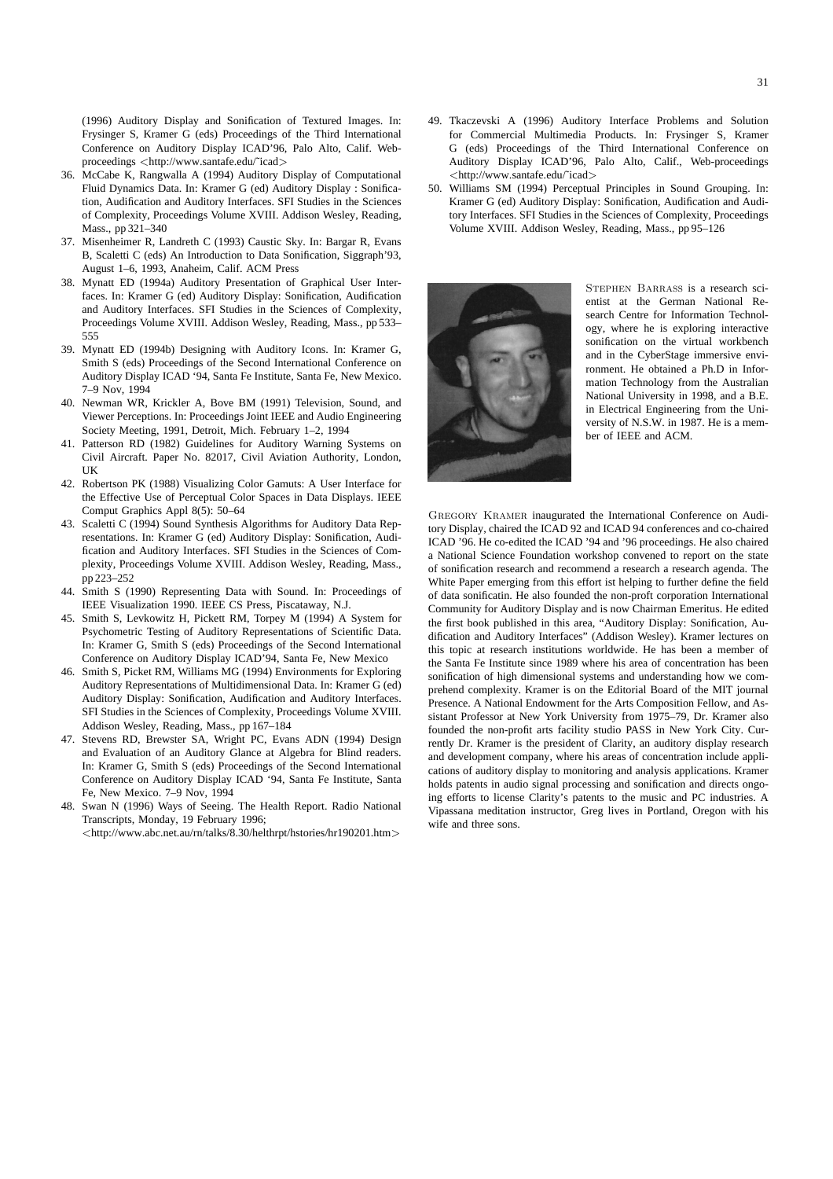(1996) Auditory Display and Sonification of Textured Images. In: Frysinger S, Kramer G (eds) Proceedings of the Third International Conference on Auditory Display ICAD'96, Palo Alto, Calif. Web-proceedings <http://www.santafe.edu/˜icad>

36. McCabe K, Rangwalla A (1994) Auditory Display of Computational Fluid Dynamics Data. In: Kramer G (ed) Auditory Display : Sonification, Audification and Auditory Interfaces. SFI Studies in the Sciences of Complexity, Proceedings Volume XVIII. Addison Wesley, Reading, Mass., pp 321–340
37. Misenheimer R, Landreth C (1993) Caustic Sky. In: Bargar R, Evans B, Scaletti C (eds) An Introduction to Data Sonification, Siggraph'93, August 1–6, 1993, Anaheim, Calif. ACM Press
38. Mynatt ED (1994a) Auditory Presentation of Graphical User Interfaces. In: Kramer G (ed) Auditory Display: Sonification, Audification and Auditory Interfaces. SFI Studies in the Sciences of Complexity, Proceedings Volume XVIII. Addison Wesley, Reading, Mass., pp 533–555
39. Mynatt ED (1994b) Designing with Auditory Icons. In: Kramer G, Smith S (eds) Proceedings of the Second International Conference on Auditory Display ICAD '94, Santa Fe Institute, Santa Fe, New Mexico. 7–9 Nov, 1994
40. Newman WR, Krickler A, Bove BM (1991) Television, Sound, and Viewer Perceptions. In: Proceedings Joint IEEE and Audio Engineering Society Meeting, 1991, Detroit, Mich. February 1–2, 1994
41. Patterson RD (1982) Guidelines for Auditory Warning Systems on Civil Aircraft. Paper No. 82017, Civil Aviation Authority, London, UK
42. Robertson PK (1988) Visualizing Color Gamuts: A User Interface for the Effective Use of Perceptual Color Spaces in Data Displays. IEEE Comput Graphics Appl 8(5): 50–64
43. Scaletti C (1994) Sound Synthesis Algorithms for Auditory Data Representations. In: Kramer G (ed) Auditory Display: Sonification, Audification and Auditory Interfaces. SFI Studies in the Sciences of Complexity, Proceedings Volume XVIII. Addison Wesley, Reading, Mass., pp 223–252
44. Smith S (1990) Representing Data with Sound. In: Proceedings of IEEE Visualization 1990. IEEE CS Press, Piscataway, N.J.
45. Smith S, Levkowitz H, Pickett RM, Torpey M (1994) A System for Psychometric Testing of Auditory Representations of Scientific Data. In: Kramer G, Smith S (eds) Proceedings of the Second International Conference on Auditory Display ICAD'94, Santa Fe, New Mexico
46. Smith S, Picket RM, Williams MG (1994) Environments for Exploring Auditory Representations of Multidimensional Data. In: Kramer G (ed) Auditory Display: Sonification, Audification and Auditory Interfaces. SFI Studies in the Sciences of Complexity, Proceedings Volume XVIII. Addison Wesley, Reading, Mass., pp 167–184
47. Stevens RD, Brewster SA, Wright PC, Evans ADN (1994) Design and Evaluation of an Auditory Glance at Algebra for Blind readers. In: Kramer G, Smith S (eds) Proceedings of the Second International Conference on Auditory Display ICAD '94, Santa Fe Institute, Santa Fe, New Mexico. 7–9 Nov, 1994
48. Swan N (1996) Ways of Seeing. The Health Report. Radio National Transcripts, Monday, 19 February 1996; <http://www.abc.net.au/rn/talks/8.30/helthrpt/hstories/hr190201.htm>
49. Tkaczevski A (1996) Auditory Interface Problems and Solution for Commercial Multimedia Products. In: Frysinger S, Kramer G (eds) Proceedings of the Third International Conference on Auditory Display ICAD'96, Palo Alto, Calif., Web-proceedings <http://www.santafe.edu/˜icad>
50. Williams SM (1994) Perceptual Principles in Sound Grouping. In: Kramer G (ed) Auditory Display: Sonification, Audification and Auditory Interfaces. SFI Studies in the Sciences of Complexity, Proceedings Volume XVIII. Addison Wesley, Reading, Mass., pp 95–126

STEPHEN BARRASS is a research scientist at the German National Research Centre for Information Technology, where he is exploring interactive sonification on the virtual workbench and in the CyberStage immersive environment. He obtained a Ph.D in Information Technology from the Australian National University in 1998, and a B.E. in Electrical Engineering from the University of N.S.W. in 1987. He is a member of IEEE and ACM.

GREGORY KRAMER inaugurated the International Conference on Auditory Display, chaired the ICAD 92 and ICAD 94 conferences and co-chaired ICAD '96. He co-edited the ICAD '94 and '96 proceedings. He also chaired a National Science Foundation workshop convened to report on the state of sonification research and recommend a research a research agenda. The White Paper emerging from this effort ist helping to further define the field of data sonificatin. He also founded the non-proft corporation International Community for Auditory Display and is now Chairman Emeritus. He edited the first book published in this area, "Auditory Display: Sonification, Audification and Auditory Interfaces" (Addison Wesley). Kramer lectures on this topic at research institutions worldwide. He has been a member of the Santa Fe Institute since 1989 where his area of concentration has been sonification of high dimensional systems and understanding how we comprehend complexity. Kramer is on the Editorial Board of the MIT journal Presence. A National Endowment for the Arts Composition Fellow, and Assistant Professor at New York University from 1975–79, Dr. Kramer also founded the non-profit arts facility studio PASS in New York City. Currently Dr. Kramer is the president of Clarity, an auditory display research and development company, where his areas of concentration include applications of auditory display to monitoring and analysis applications. Kramer holds patents in audio signal processing and sonification and directs ongoing efforts to license Clarity's patents to the music and PC industries. A Vipassana meditation instructor, Greg lives in Portland, Oregon with his wife and three sons.